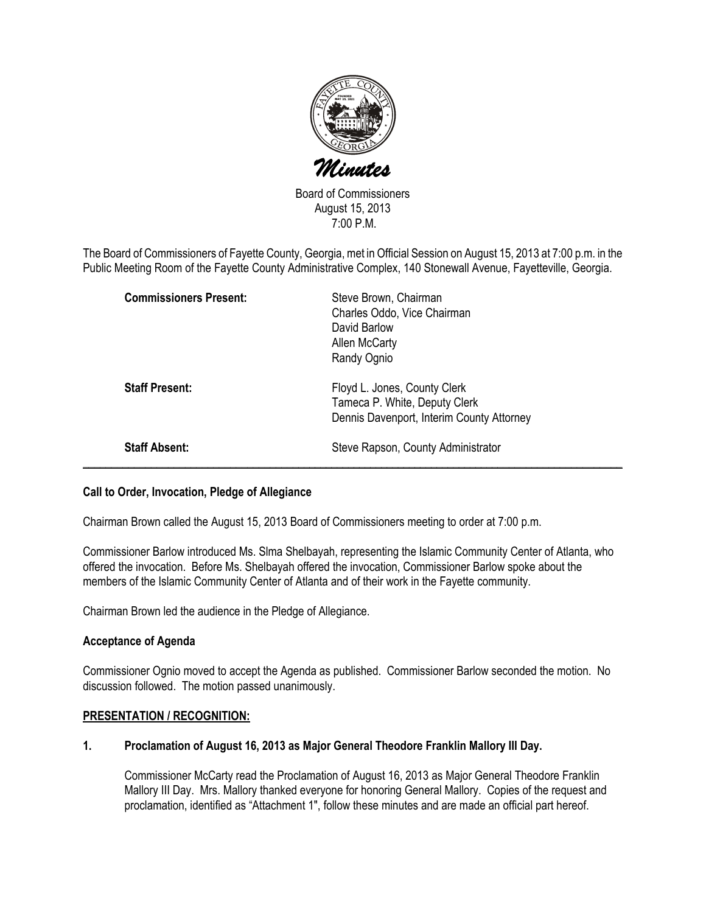# *Minutes*

Board of Commissioners
August 15, 2013
7:00 P.M.

The Board of Commissioners of Fayette County, Georgia, met in Official Session on August 15, 2013 at 7:00 p.m. in the Public Meeting Room of the Fayette County Administrative Complex, 140 Stonewall Avenue, Fayetteville, Georgia.

| | |
|---|---|
| **Commissioners Present:** | Steve Brown, Chairman<br>Charles Oddo, Vice Chairman<br>David Barlow<br>Allen McCarty<br>Randy Ognio |
| **Staff Present:** | Floyd L. Jones, County Clerk<br>Tameca P. White, Deputy Clerk<br>Dennis Davenport, Interim County Attorney |
| **Staff Absent:** | Steve Rapson, County Administrator |

---

**Call to Order, Invocation, Pledge of Allegiance**

Chairman Brown called the August 15, 2013 Board of Commissioners meeting to order at 7:00 p.m.

Commissioner Barlow introduced Ms. Slma Shelbayah, representing the Islamic Community Center of Atlanta, who offered the invocation. Before Ms. Shelbayah offered the invocation, Commissioner Barlow spoke about the members of the Islamic Community Center of Atlanta and of their work in the Fayette community.

Chairman Brown led the audience in the Pledge of Allegiance.

**Acceptance of Agenda**

Commissioner Ognio moved to accept the Agenda as published. Commissioner Barlow seconded the motion. No discussion followed. The motion passed unanimously.

**PRESENTATION / RECOGNITION:**

**1. Proclamation of August 16, 2013 as Major General Theodore Franklin Mallory III Day.**

Commissioner McCarty read the Proclamation of August 16, 2013 as Major General Theodore Franklin Mallory III Day. Mrs. Mallory thanked everyone for honoring General Mallory. Copies of the request and proclamation, identified as "Attachment 1", follow these minutes and are made an official part hereof.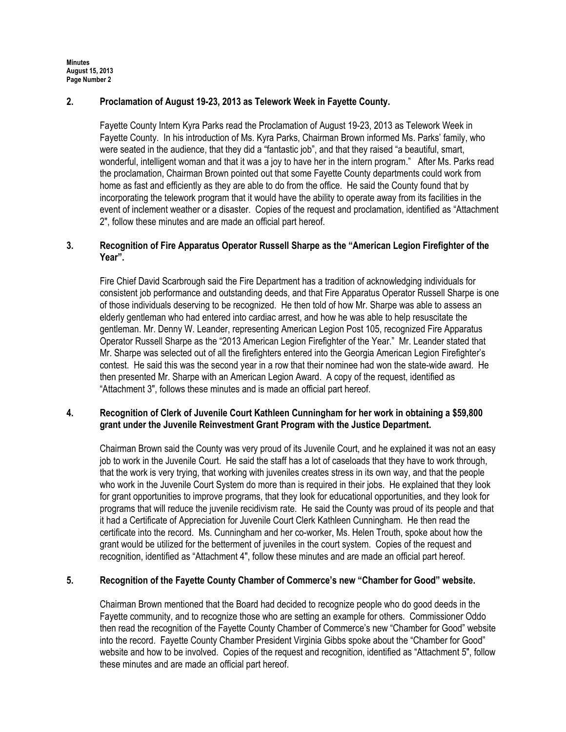**2. Proclamation of August 19-23, 2013 as Telework Week in Fayette County.**

Fayette County Intern Kyra Parks read the Proclamation of August 19-23, 2013 as Telework Week in Fayette County. In his introduction of Ms. Kyra Parks, Chairman Brown informed Ms. Parks' family, who were seated in the audience, that they did a "fantastic job", and that they raised "a beautiful, smart, wonderful, intelligent woman and that it was a joy to have her in the intern program." After Ms. Parks read the proclamation, Chairman Brown pointed out that some Fayette County departments could work from home as fast and efficiently as they are able to do from the office. He said the County found that by incorporating the telework program that it would have the ability to operate away from its facilities in the event of inclement weather or a disaster. Copies of the request and proclamation, identified as "Attachment 2", follow these minutes and are made an official part hereof.

**3. Recognition of Fire Apparatus Operator Russell Sharpe as the "American Legion Firefighter of the Year".**

Fire Chief David Scarbrough said the Fire Department has a tradition of acknowledging individuals for consistent job performance and outstanding deeds, and that Fire Apparatus Operator Russell Sharpe is one of those individuals deserving to be recognized. He then told of how Mr. Sharpe was able to assess an elderly gentleman who had entered into cardiac arrest, and how he was able to help resuscitate the gentleman. Mr. Denny W. Leander, representing American Legion Post 105, recognized Fire Apparatus Operator Russell Sharpe as the "2013 American Legion Firefighter of the Year." Mr. Leander stated that Mr. Sharpe was selected out of all the firefighters entered into the Georgia American Legion Firefighter's contest. He said this was the second year in a row that their nominee had won the state-wide award. He then presented Mr. Sharpe with an American Legion Award. A copy of the request, identified as "Attachment 3", follows these minutes and is made an official part hereof.

**4. Recognition of Clerk of Juvenile Court Kathleen Cunningham for her work in obtaining a $59,800 grant under the Juvenile Reinvestment Grant Program with the Justice Department.**

Chairman Brown said the County was very proud of its Juvenile Court, and he explained it was not an easy job to work in the Juvenile Court. He said the staff has a lot of caseloads that they have to work through, that the work is very trying, that working with juveniles creates stress in its own way, and that the people who work in the Juvenile Court System do more than is required in their jobs. He explained that they look for grant opportunities to improve programs, that they look for educational opportunities, and they look for programs that will reduce the juvenile recidivism rate. He said the County was proud of its people and that it had a Certificate of Appreciation for Juvenile Court Clerk Kathleen Cunningham. He then read the certificate into the record. Ms. Cunningham and her co-worker, Ms. Helen Trouth, spoke about how the grant would be utilized for the betterment of juveniles in the court system. Copies of the request and recognition, identified as "Attachment 4", follow these minutes and are made an official part hereof.

**5. Recognition of the Fayette County Chamber of Commerce's new "Chamber for Good" website.**

Chairman Brown mentioned that the Board had decided to recognize people who do good deeds in the Fayette community, and to recognize those who are setting an example for others. Commissioner Oddo then read the recognition of the Fayette County Chamber of Commerce's new "Chamber for Good" website into the record. Fayette County Chamber President Virginia Gibbs spoke about the "Chamber for Good" website and how to be involved. Copies of the request and recognition, identified as "Attachment 5", follow these minutes and are made an official part hereof.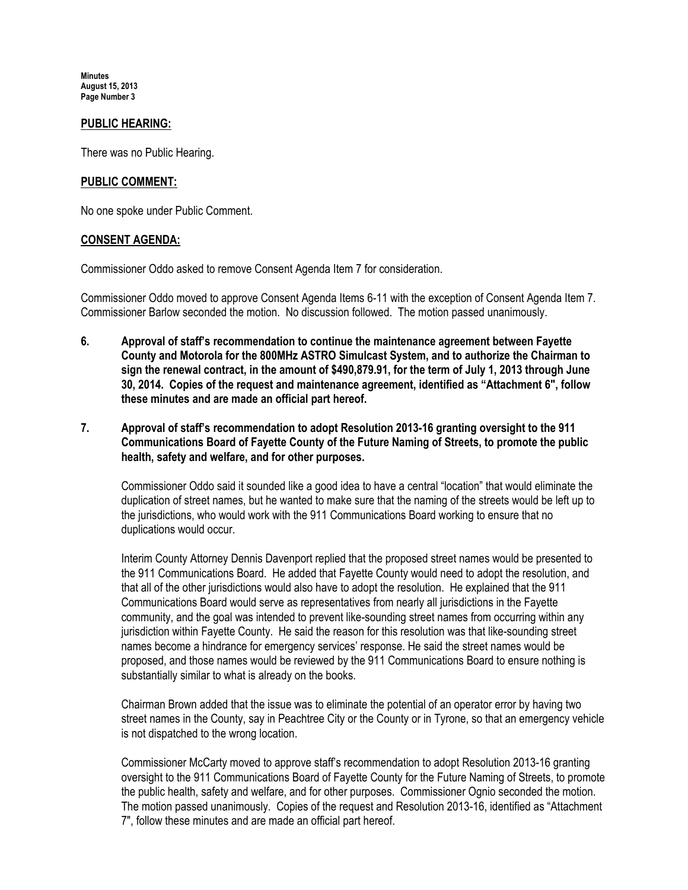## PUBLIC HEARING:

There was no Public Hearing.

## PUBLIC COMMENT:

No one spoke under Public Comment.

## CONSENT AGENDA:

Commissioner Oddo asked to remove Consent Agenda Item 7 for consideration.

Commissioner Oddo moved to approve Consent Agenda Items 6-11 with the exception of Consent Agenda Item 7. Commissioner Barlow seconded the motion. No discussion followed. The motion passed unanimously.

**6. Approval of staff's recommendation to continue the maintenance agreement between Fayette County and Motorola for the 800MHz ASTRO Simulcast System, and to authorize the Chairman to sign the renewal contract, in the amount of $490,879.91, for the term of July 1, 2013 through June 30, 2014. Copies of the request and maintenance agreement, identified as "Attachment 6", follow these minutes and are made an official part hereof.**

**7. Approval of staff's recommendation to adopt Resolution 2013-16 granting oversight to the 911 Communications Board of Fayette County of the Future Naming of Streets, to promote the public health, safety and welfare, and for other purposes.**

Commissioner Oddo said it sounded like a good idea to have a central "location" that would eliminate the duplication of street names, but he wanted to make sure that the naming of the streets would be left up to the jurisdictions, who would work with the 911 Communications Board working to ensure that no duplications would occur.

Interim County Attorney Dennis Davenport replied that the proposed street names would be presented to the 911 Communications Board. He added that Fayette County would need to adopt the resolution, and that all of the other jurisdictions would also have to adopt the resolution. He explained that the 911 Communications Board would serve as representatives from nearly all jurisdictions in the Fayette community, and the goal was intended to prevent like-sounding street names from occurring within any jurisdiction within Fayette County. He said the reason for this resolution was that like-sounding street names become a hindrance for emergency services' response. He said the street names would be proposed, and those names would be reviewed by the 911 Communications Board to ensure nothing is substantially similar to what is already on the books.

Chairman Brown added that the issue was to eliminate the potential of an operator error by having two street names in the County, say in Peachtree City or the County or in Tyrone, so that an emergency vehicle is not dispatched to the wrong location.

Commissioner McCarty moved to approve staff's recommendation to adopt Resolution 2013-16 granting oversight to the 911 Communications Board of Fayette County for the Future Naming of Streets, to promote the public health, safety and welfare, and for other purposes. Commissioner Ognio seconded the motion. The motion passed unanimously. Copies of the request and Resolution 2013-16, identified as "Attachment 7", follow these minutes and are made an official part hereof.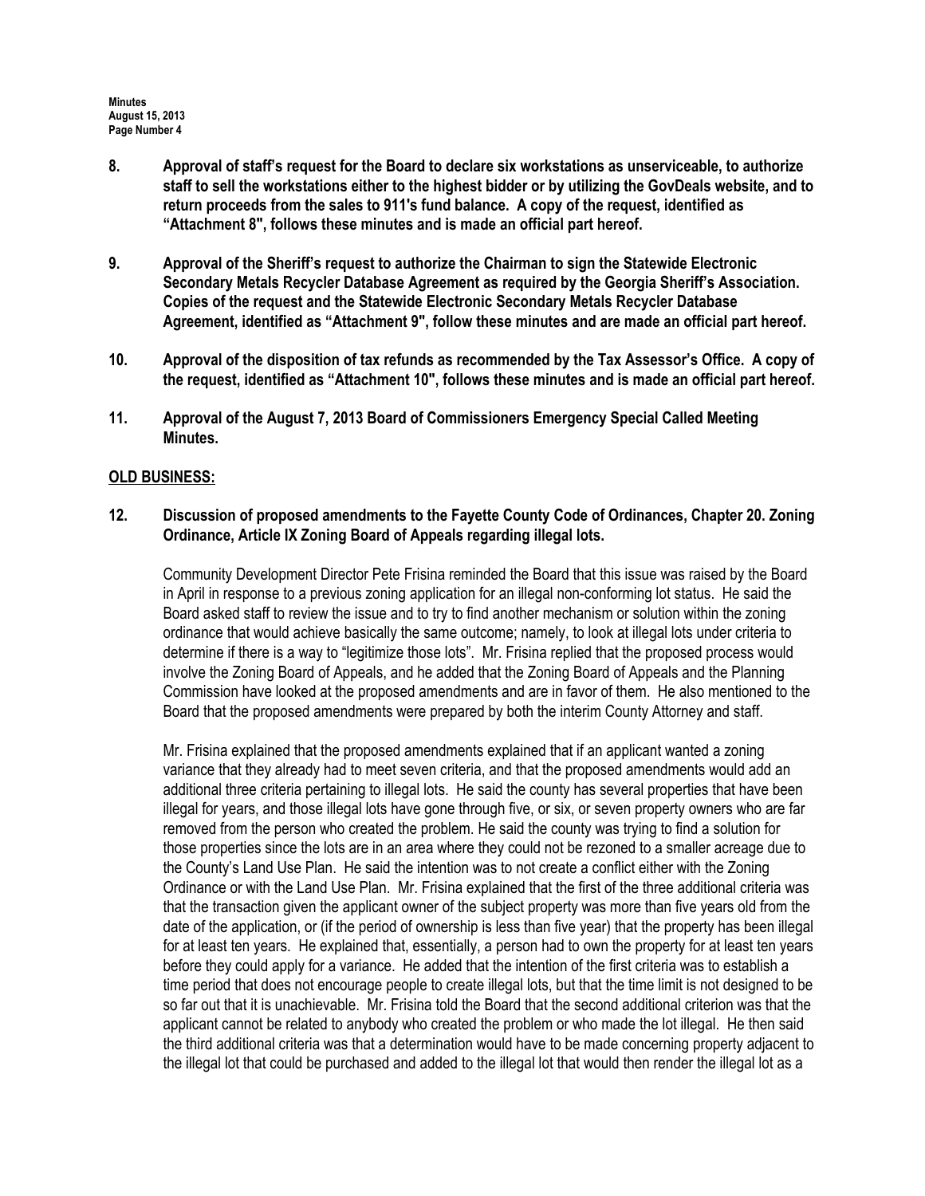**8. Approval of staff's request for the Board to declare six workstations as unserviceable, to authorize staff to sell the workstations either to the highest bidder or by utilizing the GovDeals website, and to return proceeds from the sales to 911's fund balance. A copy of the request, identified as "Attachment 8", follows these minutes and is made an official part hereof.**

**9. Approval of the Sheriff's request to authorize the Chairman to sign the Statewide Electronic Secondary Metals Recycler Database Agreement as required by the Georgia Sheriff's Association. Copies of the request and the Statewide Electronic Secondary Metals Recycler Database Agreement, identified as "Attachment 9", follow these minutes and are made an official part hereof.**

**10. Approval of the disposition of tax refunds as recommended by the Tax Assessor's Office. A copy of the request, identified as "Attachment 10", follows these minutes and is made an official part hereof.**

**11. Approval of the August 7, 2013 Board of Commissioners Emergency Special Called Meeting Minutes.**

**OLD BUSINESS:**

**12. Discussion of proposed amendments to the Fayette County Code of Ordinances, Chapter 20. Zoning Ordinance, Article IX Zoning Board of Appeals regarding illegal lots.**

Community Development Director Pete Frisina reminded the Board that this issue was raised by the Board in April in response to a previous zoning application for an illegal non-conforming lot status. He said the Board asked staff to review the issue and to try to find another mechanism or solution within the zoning ordinance that would achieve basically the same outcome; namely, to look at illegal lots under criteria to determine if there is a way to "legitimize those lots". Mr. Frisina replied that the proposed process would involve the Zoning Board of Appeals, and he added that the Zoning Board of Appeals and the Planning Commission have looked at the proposed amendments and are in favor of them. He also mentioned to the Board that the proposed amendments were prepared by both the interim County Attorney and staff.

Mr. Frisina explained that the proposed amendments explained that if an applicant wanted a zoning variance that they already had to meet seven criteria, and that the proposed amendments would add an additional three criteria pertaining to illegal lots. He said the county has several properties that have been illegal for years, and those illegal lots have gone through five, or six, or seven property owners who are far removed from the person who created the problem. He said the county was trying to find a solution for those properties since the lots are in an area where they could not be rezoned to a smaller acreage due to the County's Land Use Plan. He said the intention was to not create a conflict either with the Zoning Ordinance or with the Land Use Plan. Mr. Frisina explained that the first of the three additional criteria was that the transaction given the applicant owner of the subject property was more than five years old from the date of the application, or (if the period of ownership is less than five year) that the property has been illegal for at least ten years. He explained that, essentially, a person had to own the property for at least ten years before they could apply for a variance. He added that the intention of the first criteria was to establish a time period that does not encourage people to create illegal lots, but that the time limit is not designed to be so far out that it is unachievable. Mr. Frisina told the Board that the second additional criterion was that the applicant cannot be related to anybody who created the problem or who made the lot illegal. He then said the third additional criteria was that a determination would have to be made concerning property adjacent to the illegal lot that could be purchased and added to the illegal lot that would then render the illegal lot as a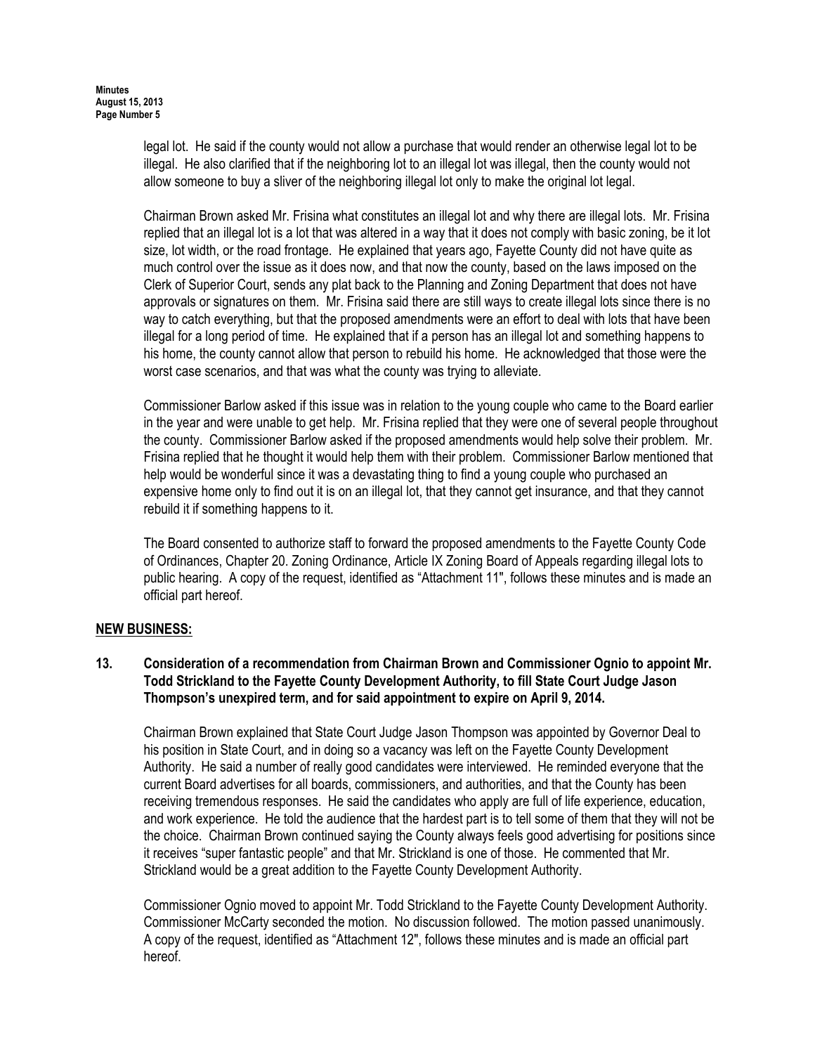legal lot. He said if the county would not allow a purchase that would render an otherwise legal lot to be illegal. He also clarified that if the neighboring lot to an illegal lot was illegal, then the county would not allow someone to buy a sliver of the neighboring illegal lot only to make the original lot legal.

Chairman Brown asked Mr. Frisina what constitutes an illegal lot and why there are illegal lots. Mr. Frisina replied that an illegal lot is a lot that was altered in a way that it does not comply with basic zoning, be it lot size, lot width, or the road frontage. He explained that years ago, Fayette County did not have quite as much control over the issue as it does now, and that now the county, based on the laws imposed on the Clerk of Superior Court, sends any plat back to the Planning and Zoning Department that does not have approvals or signatures on them. Mr. Frisina said there are still ways to create illegal lots since there is no way to catch everything, but that the proposed amendments were an effort to deal with lots that have been illegal for a long period of time. He explained that if a person has an illegal lot and something happens to his home, the county cannot allow that person to rebuild his home. He acknowledged that those were the worst case scenarios, and that was what the county was trying to alleviate.

Commissioner Barlow asked if this issue was in relation to the young couple who came to the Board earlier in the year and were unable to get help. Mr. Frisina replied that they were one of several people throughout the county. Commissioner Barlow asked if the proposed amendments would help solve their problem. Mr. Frisina replied that he thought it would help them with their problem. Commissioner Barlow mentioned that help would be wonderful since it was a devastating thing to find a young couple who purchased an expensive home only to find out it is on an illegal lot, that they cannot get insurance, and that they cannot rebuild it if something happens to it.

The Board consented to authorize staff to forward the proposed amendments to the Fayette County Code of Ordinances, Chapter 20. Zoning Ordinance, Article IX Zoning Board of Appeals regarding illegal lots to public hearing. A copy of the request, identified as "Attachment 11", follows these minutes and is made an official part hereof.

## NEW BUSINESS:

**13. Consideration of a recommendation from Chairman Brown and Commissioner Ognio to appoint Mr. Todd Strickland to the Fayette County Development Authority, to fill State Court Judge Jason Thompson's unexpired term, and for said appointment to expire on April 9, 2014.**

Chairman Brown explained that State Court Judge Jason Thompson was appointed by Governor Deal to his position in State Court, and in doing so a vacancy was left on the Fayette County Development Authority. He said a number of really good candidates were interviewed. He reminded everyone that the current Board advertises for all boards, commissioners, and authorities, and that the County has been receiving tremendous responses. He said the candidates who apply are full of life experience, education, and work experience. He told the audience that the hardest part is to tell some of them that they will not be the choice. Chairman Brown continued saying the County always feels good advertising for positions since it receives "super fantastic people" and that Mr. Strickland is one of those. He commented that Mr. Strickland would be a great addition to the Fayette County Development Authority.

Commissioner Ognio moved to appoint Mr. Todd Strickland to the Fayette County Development Authority. Commissioner McCarty seconded the motion. No discussion followed. The motion passed unanimously. A copy of the request, identified as "Attachment 12", follows these minutes and is made an official part hereof.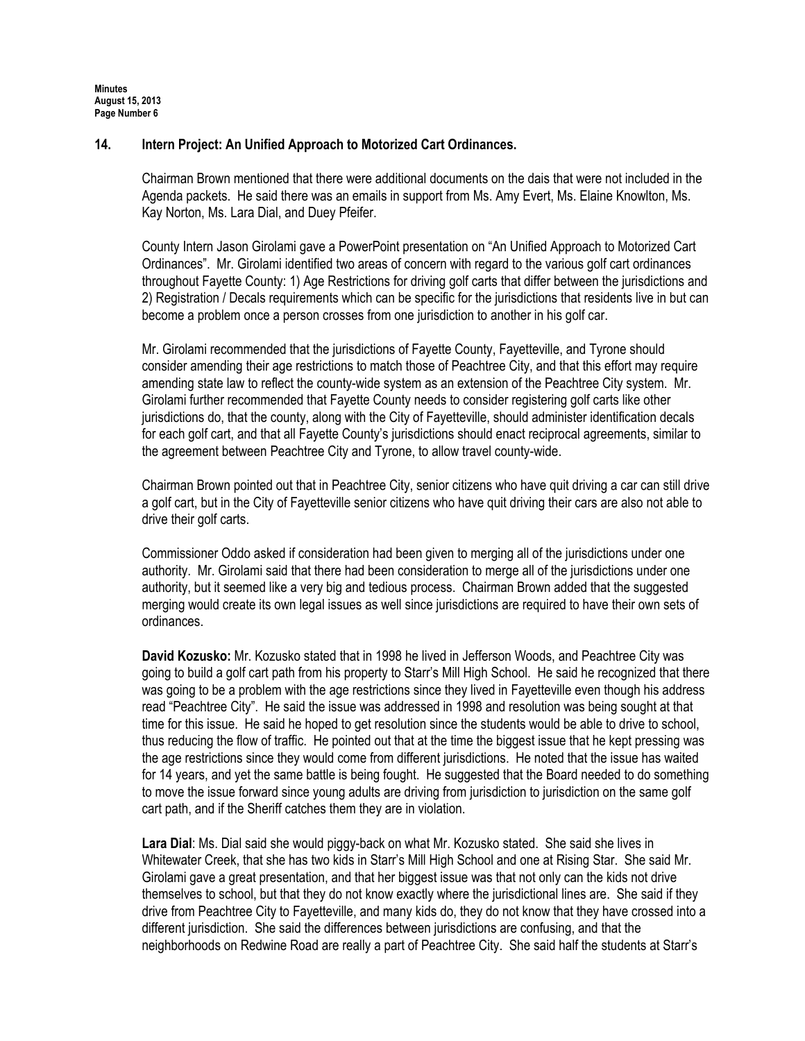## 14. Intern Project: An Unified Approach to Motorized Cart Ordinances.

Chairman Brown mentioned that there were additional documents on the dais that were not included in the Agenda packets. He said there was an emails in support from Ms. Amy Evert, Ms. Elaine Knowlton, Ms. Kay Norton, Ms. Lara Dial, and Duey Pfeifer.

County Intern Jason Girolami gave a PowerPoint presentation on "An Unified Approach to Motorized Cart Ordinances". Mr. Girolami identified two areas of concern with regard to the various golf cart ordinances throughout Fayette County: 1) Age Restrictions for driving golf carts that differ between the jurisdictions and 2) Registration / Decals requirements which can be specific for the jurisdictions that residents live in but can become a problem once a person crosses from one jurisdiction to another in his golf car.

Mr. Girolami recommended that the jurisdictions of Fayette County, Fayetteville, and Tyrone should consider amending their age restrictions to match those of Peachtree City, and that this effort may require amending state law to reflect the county-wide system as an extension of the Peachtree City system. Mr. Girolami further recommended that Fayette County needs to consider registering golf carts like other jurisdictions do, that the county, along with the City of Fayetteville, should administer identification decals for each golf cart, and that all Fayette County's jurisdictions should enact reciprocal agreements, similar to the agreement between Peachtree City and Tyrone, to allow travel county-wide.

Chairman Brown pointed out that in Peachtree City, senior citizens who have quit driving a car can still drive a golf cart, but in the City of Fayetteville senior citizens who have quit driving their cars are also not able to drive their golf carts.

Commissioner Oddo asked if consideration had been given to merging all of the jurisdictions under one authority. Mr. Girolami said that there had been consideration to merge all of the jurisdictions under one authority, but it seemed like a very big and tedious process. Chairman Brown added that the suggested merging would create its own legal issues as well since jurisdictions are required to have their own sets of ordinances.

**David Kozusko:** Mr. Kozusko stated that in 1998 he lived in Jefferson Woods, and Peachtree City was going to build a golf cart path from his property to Starr's Mill High School. He said he recognized that there was going to be a problem with the age restrictions since they lived in Fayetteville even though his address read "Peachtree City". He said the issue was addressed in 1998 and resolution was being sought at that time for this issue. He said he hoped to get resolution since the students would be able to drive to school, thus reducing the flow of traffic. He pointed out that at the time the biggest issue that he kept pressing was the age restrictions since they would come from different jurisdictions. He noted that the issue has waited for 14 years, and yet the same battle is being fought. He suggested that the Board needed to do something to move the issue forward since young adults are driving from jurisdiction to jurisdiction on the same golf cart path, and if the Sheriff catches them they are in violation.

**Lara Dial**: Ms. Dial said she would piggy-back on what Mr. Kozusko stated. She said she lives in Whitewater Creek, that she has two kids in Starr's Mill High School and one at Rising Star. She said Mr. Girolami gave a great presentation, and that her biggest issue was that not only can the kids not drive themselves to school, but that they do not know exactly where the jurisdictional lines are. She said if they drive from Peachtree City to Fayetteville, and many kids do, they do not know that they have crossed into a different jurisdiction. She said the differences between jurisdictions are confusing, and that the neighborhoods on Redwine Road are really a part of Peachtree City. She said half the students at Starr's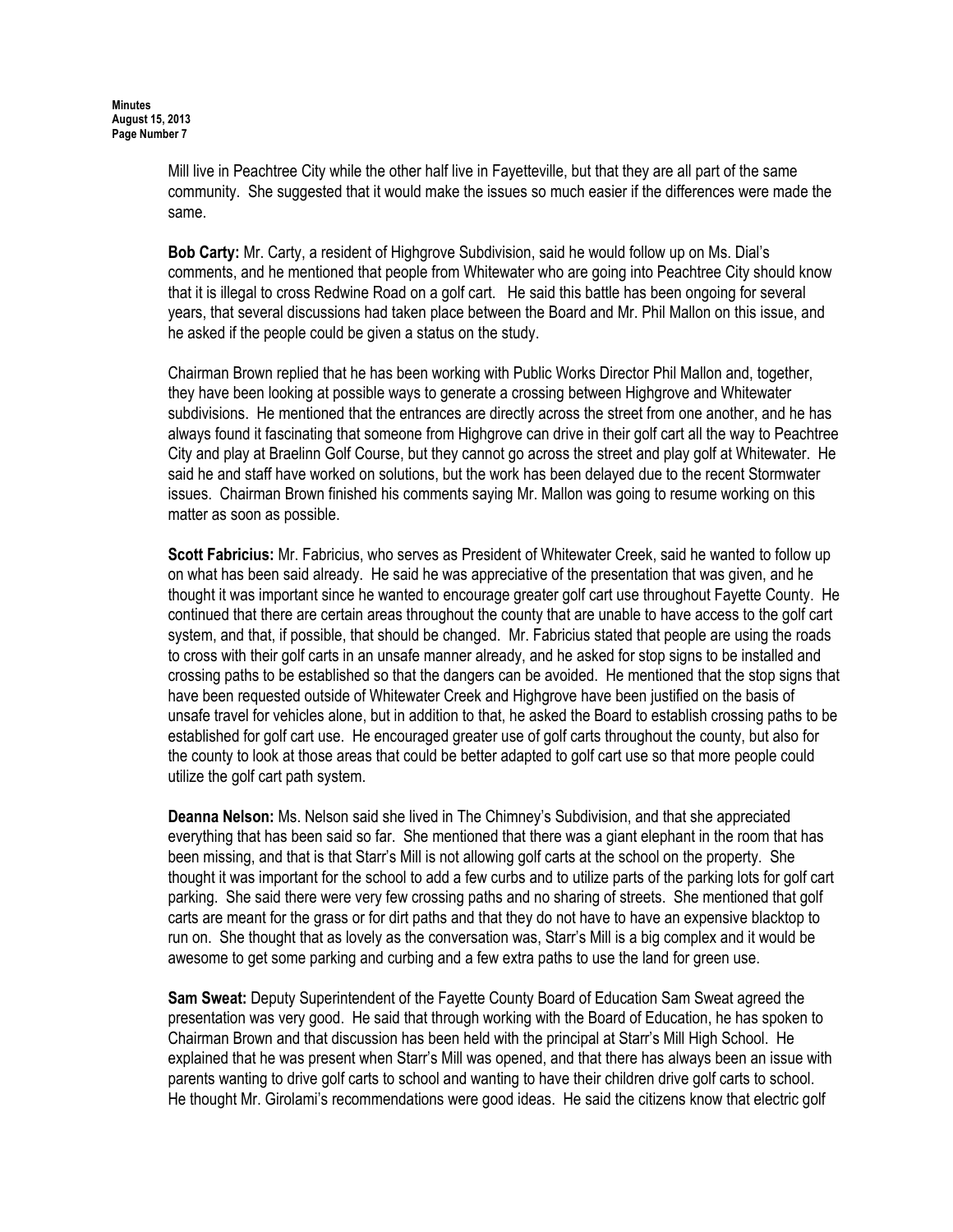Mill live in Peachtree City while the other half live in Fayetteville, but that they are all part of the same community. She suggested that it would make the issues so much easier if the differences were made the same.

**Bob Carty:** Mr. Carty, a resident of Highgrove Subdivision, said he would follow up on Ms. Dial's comments, and he mentioned that people from Whitewater who are going into Peachtree City should know that it is illegal to cross Redwine Road on a golf cart. He said this battle has been ongoing for several years, that several discussions had taken place between the Board and Mr. Phil Mallon on this issue, and he asked if the people could be given a status on the study.

Chairman Brown replied that he has been working with Public Works Director Phil Mallon and, together, they have been looking at possible ways to generate a crossing between Highgrove and Whitewater subdivisions. He mentioned that the entrances are directly across the street from one another, and he has always found it fascinating that someone from Highgrove can drive in their golf cart all the way to Peachtree City and play at Braelinn Golf Course, but they cannot go across the street and play golf at Whitewater. He said he and staff have worked on solutions, but the work has been delayed due to the recent Stormwater issues. Chairman Brown finished his comments saying Mr. Mallon was going to resume working on this matter as soon as possible.

**Scott Fabricius:** Mr. Fabricius, who serves as President of Whitewater Creek, said he wanted to follow up on what has been said already. He said he was appreciative of the presentation that was given, and he thought it was important since he wanted to encourage greater golf cart use throughout Fayette County. He continued that there are certain areas throughout the county that are unable to have access to the golf cart system, and that, if possible, that should be changed. Mr. Fabricius stated that people are using the roads to cross with their golf carts in an unsafe manner already, and he asked for stop signs to be installed and crossing paths to be established so that the dangers can be avoided. He mentioned that the stop signs that have been requested outside of Whitewater Creek and Highgrove have been justified on the basis of unsafe travel for vehicles alone, but in addition to that, he asked the Board to establish crossing paths to be established for golf cart use. He encouraged greater use of golf carts throughout the county, but also for the county to look at those areas that could be better adapted to golf cart use so that more people could utilize the golf cart path system.

**Deanna Nelson:** Ms. Nelson said she lived in The Chimney's Subdivision, and that she appreciated everything that has been said so far. She mentioned that there was a giant elephant in the room that has been missing, and that is that Starr's Mill is not allowing golf carts at the school on the property. She thought it was important for the school to add a few curbs and to utilize parts of the parking lots for golf cart parking. She said there were very few crossing paths and no sharing of streets. She mentioned that golf carts are meant for the grass or for dirt paths and that they do not have to have an expensive blacktop to run on. She thought that as lovely as the conversation was, Starr's Mill is a big complex and it would be awesome to get some parking and curbing and a few extra paths to use the land for green use.

**Sam Sweat:** Deputy Superintendent of the Fayette County Board of Education Sam Sweat agreed the presentation was very good. He said that through working with the Board of Education, he has spoken to Chairman Brown and that discussion has been held with the principal at Starr's Mill High School. He explained that he was present when Starr's Mill was opened, and that there has always been an issue with parents wanting to drive golf carts to school and wanting to have their children drive golf carts to school. He thought Mr. Girolami's recommendations were good ideas. He said the citizens know that electric golf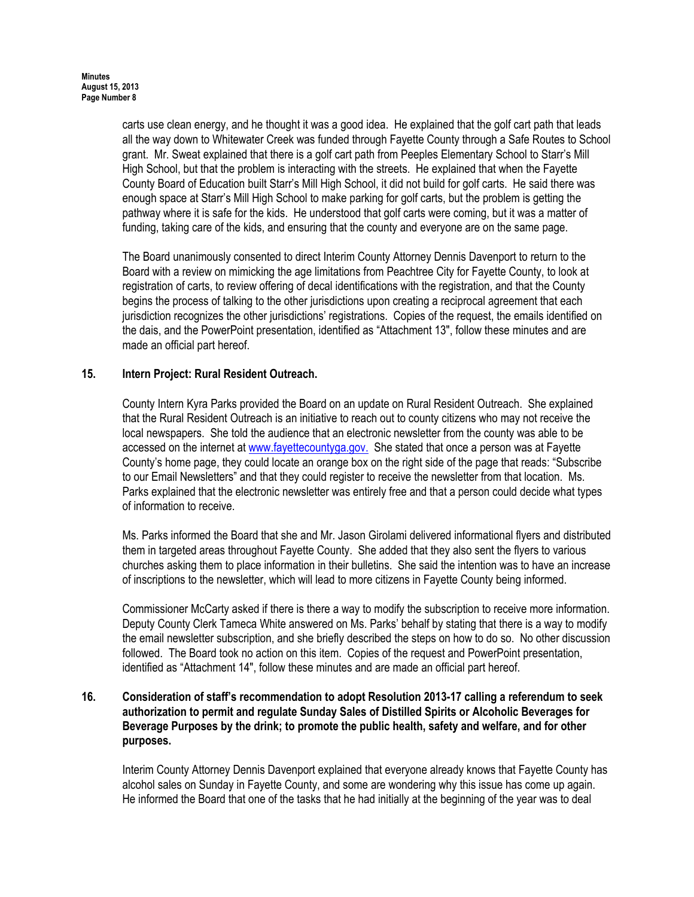carts use clean energy, and he thought it was a good idea. He explained that the golf cart path that leads all the way down to Whitewater Creek was funded through Fayette County through a Safe Routes to School grant. Mr. Sweat explained that there is a golf cart path from Peeples Elementary School to Starr's Mill High School, but that the problem is interacting with the streets. He explained that when the Fayette County Board of Education built Starr's Mill High School, it did not build for golf carts. He said there was enough space at Starr's Mill High School to make parking for golf carts, but the problem is getting the pathway where it is safe for the kids. He understood that golf carts were coming, but it was a matter of funding, taking care of the kids, and ensuring that the county and everyone are on the same page.

The Board unanimously consented to direct Interim County Attorney Dennis Davenport to return to the Board with a review on mimicking the age limitations from Peachtree City for Fayette County, to look at registration of carts, to review offering of decal identifications with the registration, and that the County begins the process of talking to the other jurisdictions upon creating a reciprocal agreement that each jurisdiction recognizes the other jurisdictions' registrations. Copies of the request, the emails identified on the dais, and the PowerPoint presentation, identified as "Attachment 13", follow these minutes and are made an official part hereof.

**15. Intern Project: Rural Resident Outreach.**

County Intern Kyra Parks provided the Board on an update on Rural Resident Outreach. She explained that the Rural Resident Outreach is an initiative to reach out to county citizens who may not receive the local newspapers. She told the audience that an electronic newsletter from the county was able to be accessed on the internet at www.fayettecountyga.gov. She stated that once a person was at Fayette County's home page, they could locate an orange box on the right side of the page that reads: "Subscribe to our Email Newsletters" and that they could register to receive the newsletter from that location. Ms. Parks explained that the electronic newsletter was entirely free and that a person could decide what types of information to receive.

Ms. Parks informed the Board that she and Mr. Jason Girolami delivered informational flyers and distributed them in targeted areas throughout Fayette County. She added that they also sent the flyers to various churches asking them to place information in their bulletins. She said the intention was to have an increase of inscriptions to the newsletter, which will lead to more citizens in Fayette County being informed.

Commissioner McCarty asked if there is there a way to modify the subscription to receive more information. Deputy County Clerk Tameca White answered on Ms. Parks' behalf by stating that there is a way to modify the email newsletter subscription, and she briefly described the steps on how to do so. No other discussion followed. The Board took no action on this item. Copies of the request and PowerPoint presentation, identified as "Attachment 14", follow these minutes and are made an official part hereof.

**16. Consideration of staff's recommendation to adopt Resolution 2013-17 calling a referendum to seek authorization to permit and regulate Sunday Sales of Distilled Spirits or Alcoholic Beverages for Beverage Purposes by the drink; to promote the public health, safety and welfare, and for other purposes.**

Interim County Attorney Dennis Davenport explained that everyone already knows that Fayette County has alcohol sales on Sunday in Fayette County, and some are wondering why this issue has come up again. He informed the Board that one of the tasks that he had initially at the beginning of the year was to deal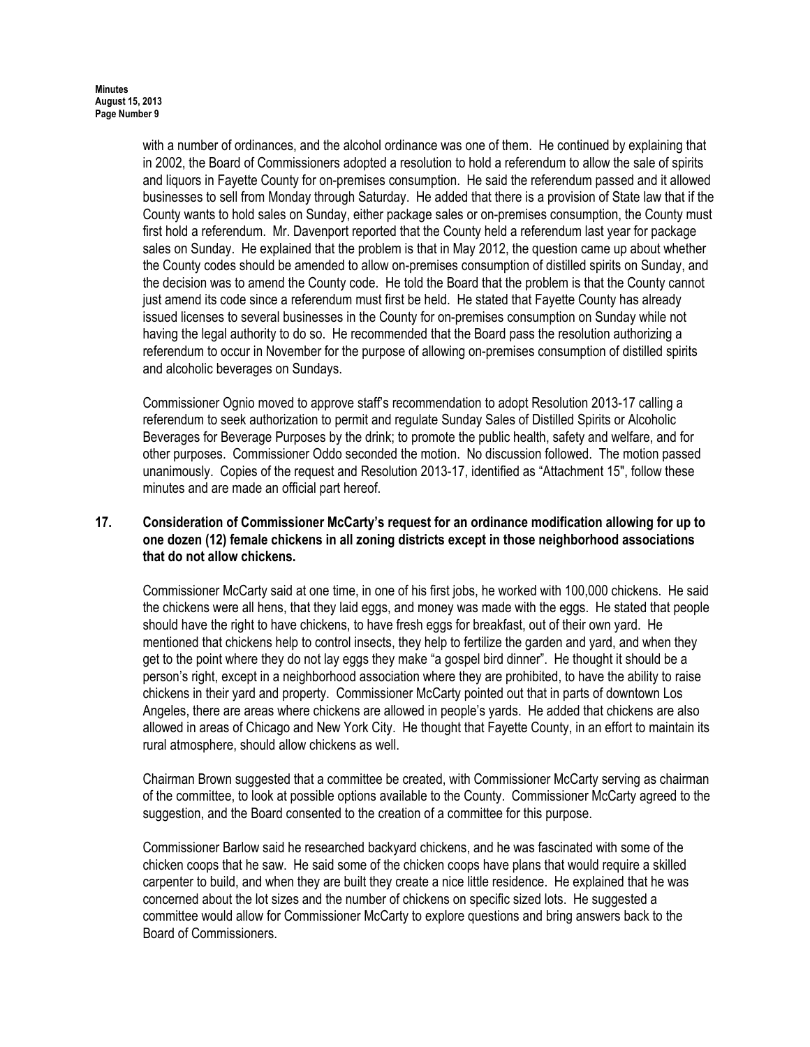with a number of ordinances, and the alcohol ordinance was one of them. He continued by explaining that in 2002, the Board of Commissioners adopted a resolution to hold a referendum to allow the sale of spirits and liquors in Fayette County for on-premises consumption. He said the referendum passed and it allowed businesses to sell from Monday through Saturday. He added that there is a provision of State law that if the County wants to hold sales on Sunday, either package sales or on-premises consumption, the County must first hold a referendum. Mr. Davenport reported that the County held a referendum last year for package sales on Sunday. He explained that the problem is that in May 2012, the question came up about whether the County codes should be amended to allow on-premises consumption of distilled spirits on Sunday, and the decision was to amend the County code. He told the Board that the problem is that the County cannot just amend its code since a referendum must first be held. He stated that Fayette County has already issued licenses to several businesses in the County for on-premises consumption on Sunday while not having the legal authority to do so. He recommended that the Board pass the resolution authorizing a referendum to occur in November for the purpose of allowing on-premises consumption of distilled spirits and alcoholic beverages on Sundays.

Commissioner Ognio moved to approve staff's recommendation to adopt Resolution 2013-17 calling a referendum to seek authorization to permit and regulate Sunday Sales of Distilled Spirits or Alcoholic Beverages for Beverage Purposes by the drink; to promote the public health, safety and welfare, and for other purposes. Commissioner Oddo seconded the motion. No discussion followed. The motion passed unanimously. Copies of the request and Resolution 2013-17, identified as "Attachment 15", follow these minutes and are made an official part hereof.

**17. Consideration of Commissioner McCarty's request for an ordinance modification allowing for up to one dozen (12) female chickens in all zoning districts except in those neighborhood associations that do not allow chickens.**

Commissioner McCarty said at one time, in one of his first jobs, he worked with 100,000 chickens. He said the chickens were all hens, that they laid eggs, and money was made with the eggs. He stated that people should have the right to have chickens, to have fresh eggs for breakfast, out of their own yard. He mentioned that chickens help to control insects, they help to fertilize the garden and yard, and when they get to the point where they do not lay eggs they make "a gospel bird dinner". He thought it should be a person's right, except in a neighborhood association where they are prohibited, to have the ability to raise chickens in their yard and property. Commissioner McCarty pointed out that in parts of downtown Los Angeles, there are areas where chickens are allowed in people's yards. He added that chickens are also allowed in areas of Chicago and New York City. He thought that Fayette County, in an effort to maintain its rural atmosphere, should allow chickens as well.

Chairman Brown suggested that a committee be created, with Commissioner McCarty serving as chairman of the committee, to look at possible options available to the County. Commissioner McCarty agreed to the suggestion, and the Board consented to the creation of a committee for this purpose.

Commissioner Barlow said he researched backyard chickens, and he was fascinated with some of the chicken coops that he saw. He said some of the chicken coops have plans that would require a skilled carpenter to build, and when they are built they create a nice little residence. He explained that he was concerned about the lot sizes and the number of chickens on specific sized lots. He suggested a committee would allow for Commissioner McCarty to explore questions and bring answers back to the Board of Commissioners.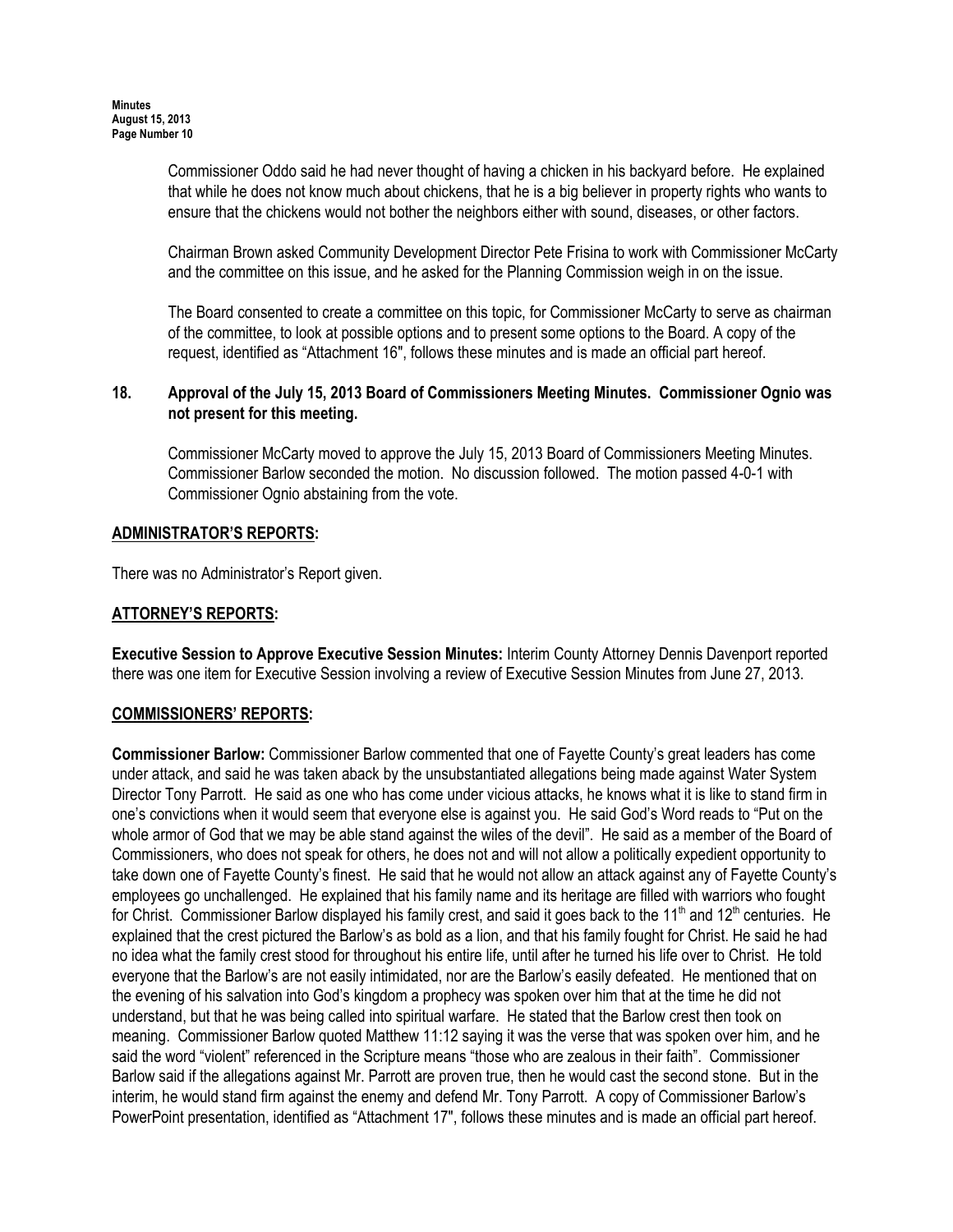Commissioner Oddo said he had never thought of having a chicken in his backyard before. He explained that while he does not know much about chickens, that he is a big believer in property rights who wants to ensure that the chickens would not bother the neighbors either with sound, diseases, or other factors.

Chairman Brown asked Community Development Director Pete Frisina to work with Commissioner McCarty and the committee on this issue, and he asked for the Planning Commission weigh in on the issue.

The Board consented to create a committee on this topic, for Commissioner McCarty to serve as chairman of the committee, to look at possible options and to present some options to the Board. A copy of the request, identified as "Attachment 16", follows these minutes and is made an official part hereof.

**18. Approval of the July 15, 2013 Board of Commissioners Meeting Minutes. Commissioner Ognio was not present for this meeting.**

Commissioner McCarty moved to approve the July 15, 2013 Board of Commissioners Meeting Minutes. Commissioner Barlow seconded the motion. No discussion followed. The motion passed 4-0-1 with Commissioner Ognio abstaining from the vote.

## ADMINISTRATOR'S REPORTS:

There was no Administrator's Report given.

## ATTORNEY'S REPORTS:

**Executive Session to Approve Executive Session Minutes:** Interim County Attorney Dennis Davenport reported there was one item for Executive Session involving a review of Executive Session Minutes from June 27, 2013.

## COMMISSIONERS' REPORTS:

**Commissioner Barlow:** Commissioner Barlow commented that one of Fayette County's great leaders has come under attack, and said he was taken aback by the unsubstantiated allegations being made against Water System Director Tony Parrott. He said as one who has come under vicious attacks, he knows what it is like to stand firm in one's convictions when it would seem that everyone else is against you. He said God's Word reads to "Put on the whole armor of God that we may be able stand against the wiles of the devil". He said as a member of the Board of Commissioners, who does not speak for others, he does not and will not allow a politically expedient opportunity to take down one of Fayette County's finest. He said that he would not allow an attack against any of Fayette County's employees go unchallenged. He explained that his family name and its heritage are filled with warriors who fought for Christ. Commissioner Barlow displayed his family crest, and said it goes back to the 11th and 12th centuries. He explained that the crest pictured the Barlow's as bold as a lion, and that his family fought for Christ. He said he had no idea what the family crest stood for throughout his entire life, until after he turned his life over to Christ. He told everyone that the Barlow's are not easily intimidated, nor are the Barlow's easily defeated. He mentioned that on the evening of his salvation into God's kingdom a prophecy was spoken over him that at the time he did not understand, but that he was being called into spiritual warfare. He stated that the Barlow crest then took on meaning. Commissioner Barlow quoted Matthew 11:12 saying it was the verse that was spoken over him, and he said the word "violent" referenced in the Scripture means "those who are zealous in their faith". Commissioner Barlow said if the allegations against Mr. Parrott are proven true, then he would cast the second stone. But in the interim, he would stand firm against the enemy and defend Mr. Tony Parrott. A copy of Commissioner Barlow's PowerPoint presentation, identified as "Attachment 17", follows these minutes and is made an official part hereof.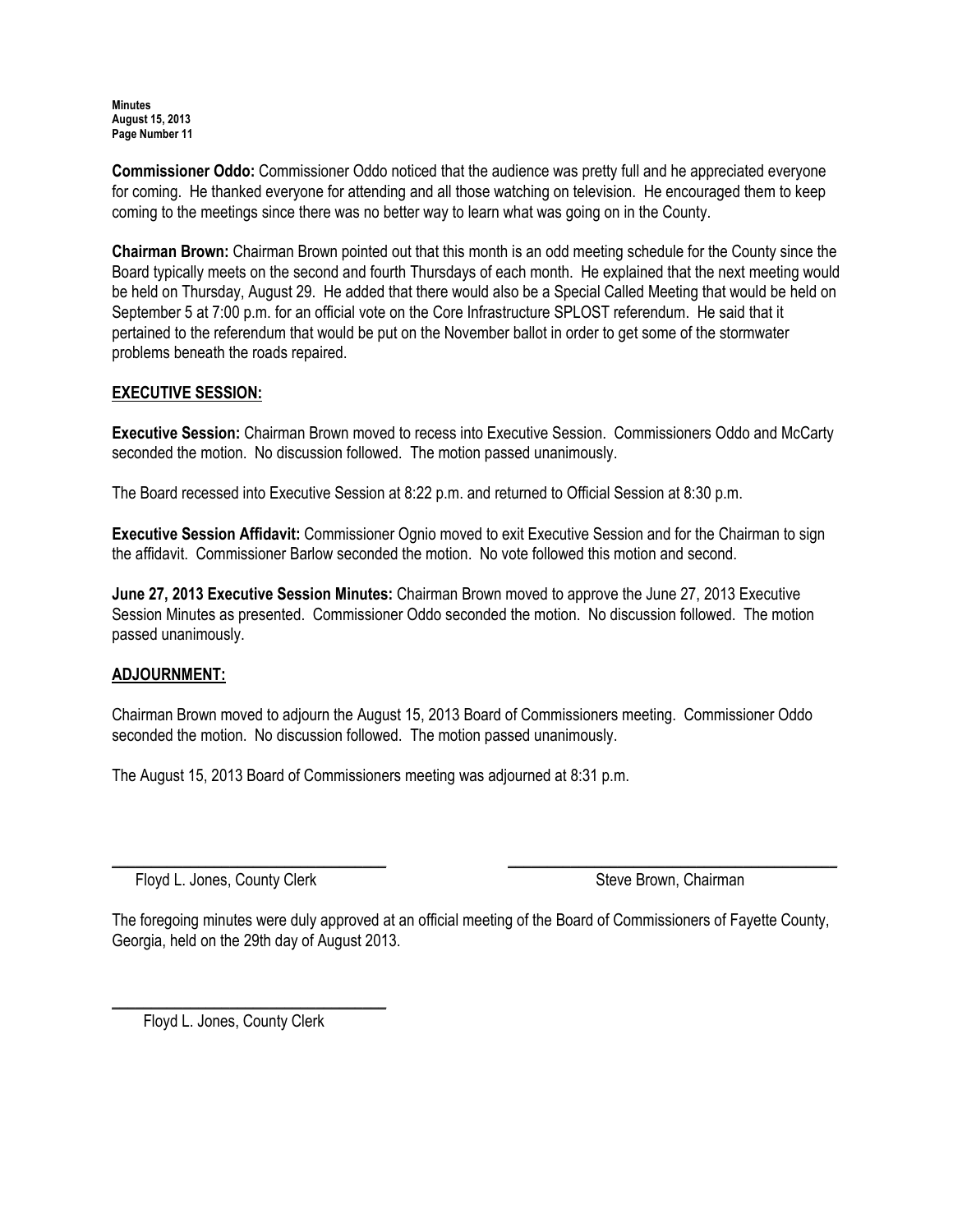**Commissioner Oddo:** Commissioner Oddo noticed that the audience was pretty full and he appreciated everyone for coming. He thanked everyone for attending and all those watching on television. He encouraged them to keep coming to the meetings since there was no better way to learn what was going on in the County.

**Chairman Brown:** Chairman Brown pointed out that this month is an odd meeting schedule for the County since the Board typically meets on the second and fourth Thursdays of each month. He explained that the next meeting would be held on Thursday, August 29. He added that there would also be a Special Called Meeting that would be held on September 5 at 7:00 p.m. for an official vote on the Core Infrastructure SPLOST referendum. He said that it pertained to the referendum that would be put on the November ballot in order to get some of the stormwater problems beneath the roads repaired.

## EXECUTIVE SESSION:

**Executive Session:** Chairman Brown moved to recess into Executive Session. Commissioners Oddo and McCarty seconded the motion. No discussion followed. The motion passed unanimously.

The Board recessed into Executive Session at 8:22 p.m. and returned to Official Session at 8:30 p.m.

**Executive Session Affidavit:** Commissioner Ognio moved to exit Executive Session and for the Chairman to sign the affidavit. Commissioner Barlow seconded the motion. No vote followed this motion and second.

**June 27, 2013 Executive Session Minutes:** Chairman Brown moved to approve the June 27, 2013 Executive Session Minutes as presented. Commissioner Oddo seconded the motion. No discussion followed. The motion passed unanimously.

## ADJOURNMENT:

Chairman Brown moved to adjourn the August 15, 2013 Board of Commissioners meeting. Commissioner Oddo seconded the motion. No discussion followed. The motion passed unanimously.

The August 15, 2013 Board of Commissioners meeting was adjourned at 8:31 p.m.

\_\_\_\_\_\_\_\_\_\_\_\_\_\_\_\_\_\_\_\_\_\_\_\_\_\_\_\_\_\_\_\_\_\_\_\_
Floyd L. Jones, County Clerk

\_\_\_\_\_\_\_\_\_\_\_\_\_\_\_\_\_\_\_\_\_\_\_\_\_\_\_\_\_\_\_\_\_\_\_\_
Steve Brown, Chairman

The foregoing minutes were duly approved at an official meeting of the Board of Commissioners of Fayette County, Georgia, held on the 29th day of August 2013.

\_\_\_\_\_\_\_\_\_\_\_\_\_\_\_\_\_\_\_\_\_\_\_\_\_\_\_\_\_\_\_\_\_\_\_\_
Floyd L. Jones, County Clerk